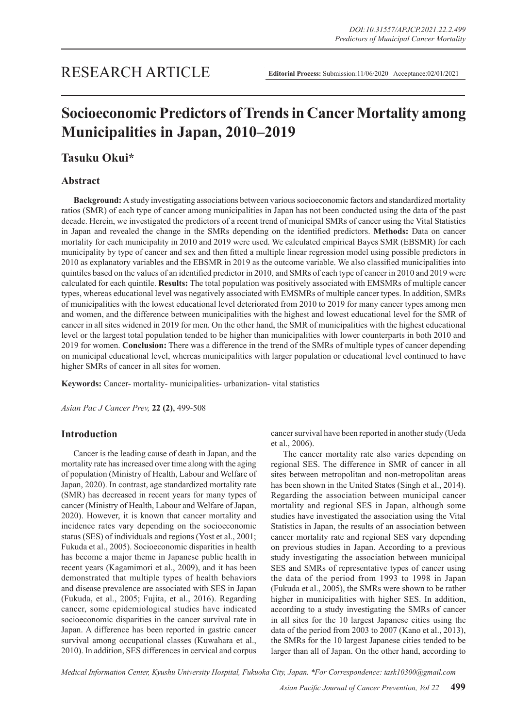RESEARCH ARTICLE

**Editorial Process:** Submission:11/06/2020 Acceptance:02/01/2021

# Socioeconomic Predictors of Trends in Cancer Mortality among Municipalities in Japan, 2010–2019

## Tasuku Okui*

### Abstract

**Background:** A study investigating associations between various socioeconomic factors and standardized mortality ratios (SMR) of each type of cancer among municipalities in Japan has not been conducted using the data of the past decade. Herein, we investigated the predictors of a recent trend of municipal SMRs of cancer using the Vital Statistics in Japan and revealed the change in the SMRs depending on the identified predictors. **Methods:** Data on cancer mortality for each municipality in 2010 and 2019 were used. We calculated empirical Bayes SMR (EBSMR) for each municipality by type of cancer and sex and then fitted a multiple linear regression model using possible predictors in 2010 as explanatory variables and the EBSMR in 2019 as the outcome variable. We also classified municipalities into quintiles based on the values of an identified predictor in 2010, and SMRs of each type of cancer in 2010 and 2019 were calculated for each quintile. **Results:** The total population was positively associated with EMSMRs of multiple cancer types, whereas educational level was negatively associated with EMSMRs of multiple cancer types. In addition, SMRs of municipalities with the lowest educational level deteriorated from 2010 to 2019 for many cancer types among men and women, and the difference between municipalities with the highest and lowest educational level for the SMR of cancer in all sites widened in 2019 for men. On the other hand, the SMR of municipalities with the highest educational level or the largest total population tended to be higher than municipalities with lower counterparts in both 2010 and 2019 for women. **Conclusion:** There was a difference in the trend of the SMRs of multiple types of cancer depending on municipal educational level, whereas municipalities with larger population or educational level continued to have higher SMRs of cancer in all sites for women.

**Keywords:** Cancer- mortality- municipalities- urbanization- vital statistics

*Asian Pac J Cancer Prev,* **22 (2)**, 499-508

## Introduction

Cancer is the leading cause of death in Japan, and the mortality rate has increased over time along with the aging of population (Ministry of Health, Labour and Welfare of Japan, 2020). In contrast, age standardized mortality rate (SMR) has decreased in recent years for many types of cancer (Ministry of Health, Labour and Welfare of Japan, 2020). However, it is known that cancer mortality and incidence rates vary depending on the socioeconomic status (SES) of individuals and regions (Yost et al., 2001; Fukuda et al., 2005). Socioeconomic disparities in health has become a major theme in Japanese public health in recent years (Kagamimori et al., 2009), and it has been demonstrated that multiple types of health behaviors and disease prevalence are associated with SES in Japan (Fukuda, et al., 2005; Fujita, et al., 2016). Regarding cancer, some epidemiological studies have indicated socioeconomic disparities in the cancer survival rate in Japan. A difference has been reported in gastric cancer survival among occupational classes (Kuwahara et al., 2010). In addition, SES differences in cervical and corpus cancer survival have been reported in another study (Ueda et al., 2006).

The cancer mortality rate also varies depending on regional SES. The difference in SMR of cancer in all sites between metropolitan and non-metropolitan areas has been shown in the United States (Singh et al., 2014). Regarding the association between municipal cancer mortality and regional SES in Japan, although some studies have investigated the association using the Vital Statistics in Japan, the results of an association between cancer mortality rate and regional SES vary depending on previous studies in Japan. According to a previous study investigating the association between municipal SES and SMRs of representative types of cancer using the data of the period from 1993 to 1998 in Japan (Fukuda et al., 2005), the SMRs were shown to be rather higher in municipalities with higher SES. In addition, according to a study investigating the SMRs of cancer in all sites for the 10 largest Japanese cities using the data of the period from 2003 to 2007 (Kano et al., 2013), the SMRs for the 10 largest Japanese cities tended to be larger than all of Japan. On the other hand, according to

*Medical Information Center, Kyushu University Hospital, Fukuoka City, Japan. *For Correspondence: task10300@gmail.com*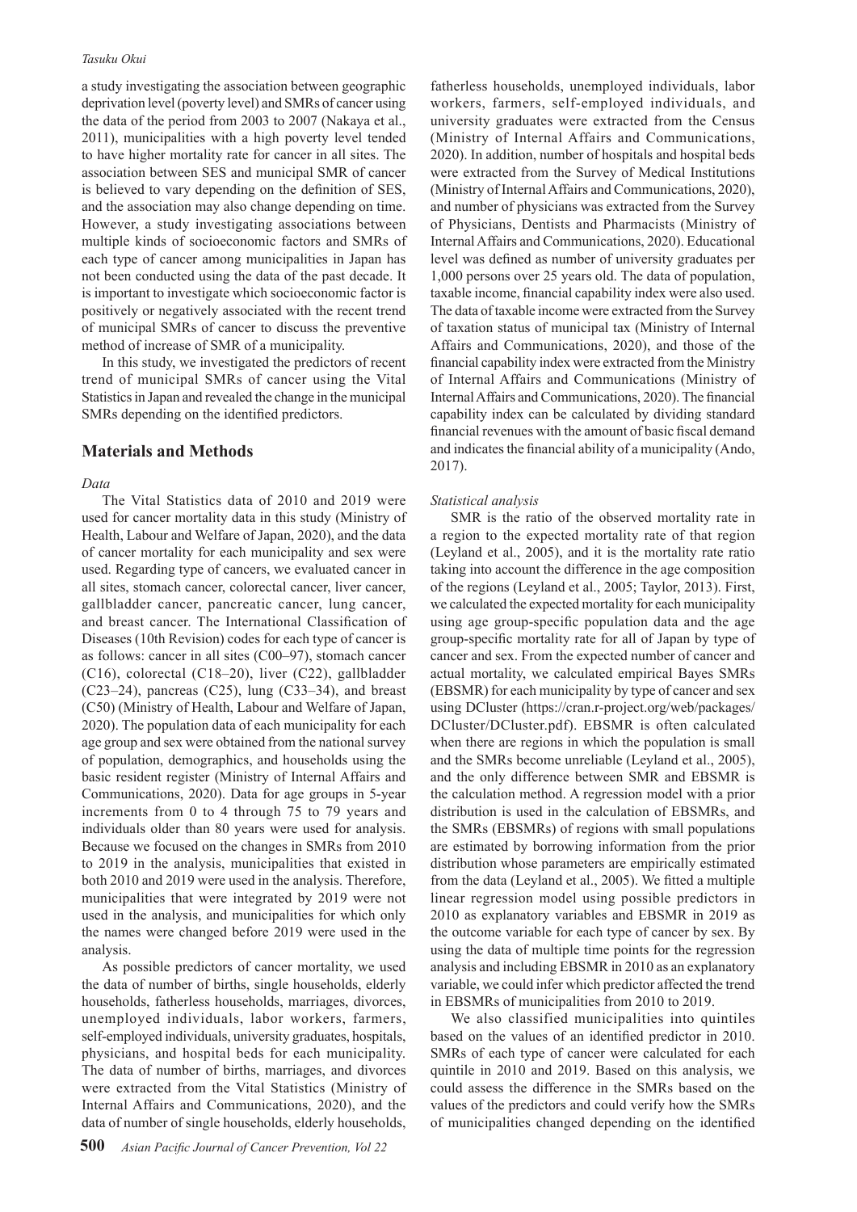a study investigating the association between geographic deprivation level (poverty level) and SMRs of cancer using the data of the period from 2003 to 2007 (Nakaya et al., 2011), municipalities with a high poverty level tended to have higher mortality rate for cancer in all sites. The association between SES and municipal SMR of cancer is believed to vary depending on the definition of SES, and the association may also change depending on time. However, a study investigating associations between multiple kinds of socioeconomic factors and SMRs of each type of cancer among municipalities in Japan has not been conducted using the data of the past decade. It is important to investigate which socioeconomic factor is positively or negatively associated with the recent trend of municipal SMRs of cancer to discuss the preventive method of increase of SMR of a municipality.

In this study, we investigated the predictors of recent trend of municipal SMRs of cancer using the Vital Statistics in Japan and revealed the change in the municipal SMRs depending on the identified predictors.

## Materials and Methods

*Data*

The Vital Statistics data of 2010 and 2019 were used for cancer mortality data in this study (Ministry of Health, Labour and Welfare of Japan, 2020), and the data of cancer mortality for each municipality and sex were used. Regarding type of cancers, we evaluated cancer in all sites, stomach cancer, colorectal cancer, liver cancer, gallbladder cancer, pancreatic cancer, lung cancer, and breast cancer. The International Classification of Diseases (10th Revision) codes for each type of cancer is as follows: cancer in all sites (C00–97), stomach cancer (C16), colorectal (C18–20), liver (C22), gallbladder (C23–24), pancreas (C25), lung (C33–34), and breast (C50) (Ministry of Health, Labour and Welfare of Japan, 2020). The population data of each municipality for each age group and sex were obtained from the national survey of population, demographics, and households using the basic resident register (Ministry of Internal Affairs and Communications, 2020). Data for age groups in 5-year increments from 0 to 4 through 75 to 79 years and individuals older than 80 years were used for analysis. Because we focused on the changes in SMRs from 2010 to 2019 in the analysis, municipalities that existed in both 2010 and 2019 were used in the analysis. Therefore, municipalities that were integrated by 2019 were not used in the analysis, and municipalities for which only the names were changed before 2019 were used in the analysis.

As possible predictors of cancer mortality, we used the data of number of births, single households, elderly households, fatherless households, marriages, divorces, unemployed individuals, labor workers, farmers, self-employed individuals, university graduates, hospitals, physicians, and hospital beds for each municipality. The data of number of births, marriages, and divorces were extracted from the Vital Statistics (Ministry of Internal Affairs and Communications, 2020), and the data of number of single households, elderly households, fatherless households, unemployed individuals, labor workers, farmers, self-employed individuals, and university graduates were extracted from the Census (Ministry of Internal Affairs and Communications, 2020). In addition, number of hospitals and hospital beds were extracted from the Survey of Medical Institutions (Ministry of Internal Affairs and Communications, 2020), and number of physicians was extracted from the Survey of Physicians, Dentists and Pharmacists (Ministry of Internal Affairs and Communications, 2020). Educational level was defined as number of university graduates per 1,000 persons over 25 years old. The data of population, taxable income, financial capability index were also used. The data of taxable income were extracted from the Survey of taxation status of municipal tax (Ministry of Internal Affairs and Communications, 2020), and those of the financial capability index were extracted from the Ministry of Internal Affairs and Communications (Ministry of Internal Affairs and Communications, 2020). The financial capability index can be calculated by dividing standard financial revenues with the amount of basic fiscal demand and indicates the financial ability of a municipality (Ando, 2017).

*Statistical analysis*

SMR is the ratio of the observed mortality rate in a region to the expected mortality rate of that region (Leyland et al., 2005), and it is the mortality rate ratio taking into account the difference in the age composition of the regions (Leyland et al., 2005; Taylor, 2013). First, we calculated the expected mortality for each municipality using age group-specific population data and the age group-specific mortality rate for all of Japan by type of cancer and sex. From the expected number of cancer and actual mortality, we calculated empirical Bayes SMRs (EBSMR) for each municipality by type of cancer and sex using DCluster (https://cran.r-project.org/web/packages/DCluster/DCluster.pdf). EBSMR is often calculated when there are regions in which the population is small and the SMRs become unreliable (Leyland et al., 2005), and the only difference between SMR and EBSMR is the calculation method. A regression model with a prior distribution is used in the calculation of EBSMRs, and the SMRs (EBSMRs) of regions with small populations are estimated by borrowing information from the prior distribution whose parameters are empirically estimated from the data (Leyland et al., 2005). We fitted a multiple linear regression model using possible predictors in 2010 as explanatory variables and EBSMR in 2019 as the outcome variable for each type of cancer by sex. By using the data of multiple time points for the regression analysis and including EBSMR in 2010 as an explanatory variable, we could infer which predictor affected the trend in EBSMRs of municipalities from 2010 to 2019.

We also classified municipalities into quintiles based on the values of an identified predictor in 2010. SMRs of each type of cancer were calculated for each quintile in 2010 and 2019. Based on this analysis, we could assess the difference in the SMRs based on the values of the predictors and could verify how the SMRs of municipalities changed depending on the identified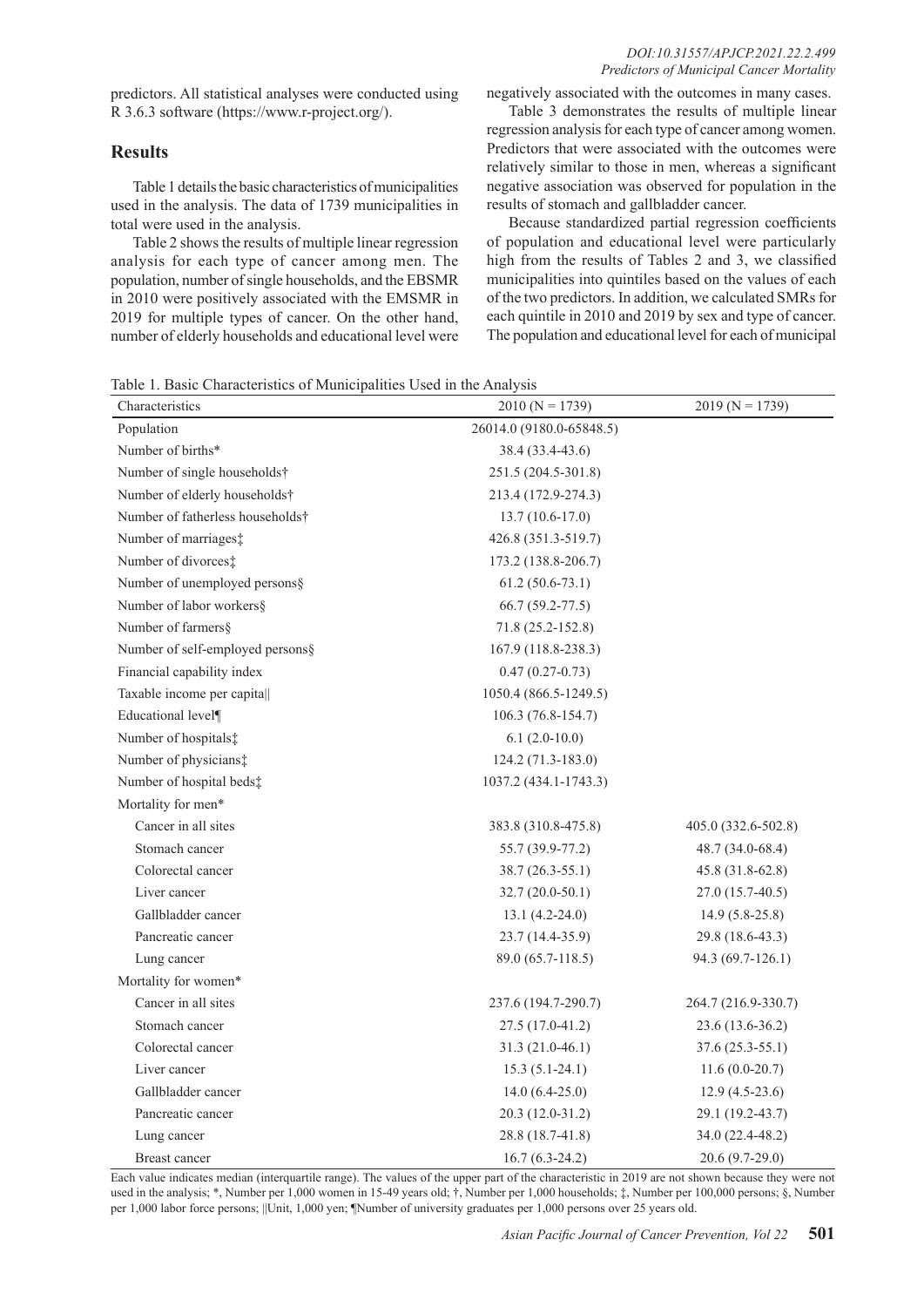predictors. All statistical analyses were conducted using R 3.6.3 software (https://www.r-project.org/).

## Results

Table 1 details the basic characteristics of municipalities used in the analysis. The data of 1739 municipalities in total were used in the analysis.

Table 2 shows the results of multiple linear regression analysis for each type of cancer among men. The population, number of single households, and the EBSMR in 2010 were positively associated with the EMSMR in 2019 for multiple types of cancer. On the other hand, number of elderly households and educational level were negatively associated with the outcomes in many cases.

Table 3 demonstrates the results of multiple linear regression analysis for each type of cancer among women. Predictors that were associated with the outcomes were relatively similar to those in men, whereas a significant negative association was observed for population in the results of stomach and gallbladder cancer.

Because standardized partial regression coefficients of population and educational level were particularly high from the results of Tables 2 and 3, we classified municipalities into quintiles based on the values of each of the two predictors. In addition, we calculated SMRs for each quintile in 2010 and 2019 by sex and type of cancer. The population and educational level for each of municipal

Table 1. Basic Characteristics of Municipalities Used in the Analysis

| Characteristics | 2010 (N = 1739) | 2019 (N = 1739) |
|---|---|---|
| Population | 26014.0 (9180.0-65848.5) | |
| Number of births* | 38.4 (33.4-43.6) | |
| Number of single households† | 251.5 (204.5-301.8) | |
| Number of elderly households† | 213.4 (172.9-274.3) | |
| Number of fatherless households† | 13.7 (10.6-17.0) | |
| Number of marriages‡ | 426.8 (351.3-519.7) | |
| Number of divorces‡ | 173.2 (138.8-206.7) | |
| Number of unemployed persons§ | 61.2 (50.6-73.1) | |
| Number of labor workers§ | 66.7 (59.2-77.5) | |
| Number of farmers§ | 71.8 (25.2-152.8) | |
| Number of self-employed persons§ | 167.9 (118.8-238.3) | |
| Financial capability index | 0.47 (0.27-0.73) | |
| Taxable income per capita‖ | 1050.4 (866.5-1249.5) | |
| Educational level¶ | 106.3 (76.8-154.7) | |
| Number of hospitals‡ | 6.1 (2.0-10.0) | |
| Number of physicians‡ | 124.2 (71.3-183.0) | |
| Number of hospital beds‡ | 1037.2 (434.1-1743.3) | |
| Mortality for men* | | |
| Cancer in all sites | 383.8 (310.8-475.8) | 405.0 (332.6-502.8) |
| Stomach cancer | 55.7 (39.9-77.2) | 48.7 (34.0-68.4) |
| Colorectal cancer | 38.7 (26.3-55.1) | 45.8 (31.8-62.8) |
| Liver cancer | 32.7 (20.0-50.1) | 27.0 (15.7-40.5) |
| Gallbladder cancer | 13.1 (4.2-24.0) | 14.9 (5.8-25.8) |
| Pancreatic cancer | 23.7 (14.4-35.9) | 29.8 (18.6-43.3) |
| Lung cancer | 89.0 (65.7-118.5) | 94.3 (69.7-126.1) |
| Mortality for women* | | |
| Cancer in all sites | 237.6 (194.7-290.7) | 264.7 (216.9-330.7) |
| Stomach cancer | 27.5 (17.0-41.2) | 23.6 (13.6-36.2) |
| Colorectal cancer | 31.3 (21.0-46.1) | 37.6 (25.3-55.1) |
| Liver cancer | 15.3 (5.1-24.1) | 11.6 (0.0-20.7) |
| Gallbladder cancer | 14.0 (6.4-25.0) | 12.9 (4.5-23.6) |
| Pancreatic cancer | 20.3 (12.0-31.2) | 29.1 (19.2-43.7) |
| Lung cancer | 28.8 (18.7-41.8) | 34.0 (22.4-48.2) |
| Breast cancer | 16.7 (6.3-24.2) | 20.6 (9.7-29.0) |

Each value indicates median (interquartile range). The values of the upper part of the characteristic in 2019 are not shown because they were not used in the analysis; *, Number per 1,000 women in 15-49 years old; †, Number per 1,000 households; ‡, Number per 100,000 persons; §, Number per 1,000 labor force persons; ‖Unit, 1,000 yen; ¶Number of university graduates per 1,000 persons over 25 years old.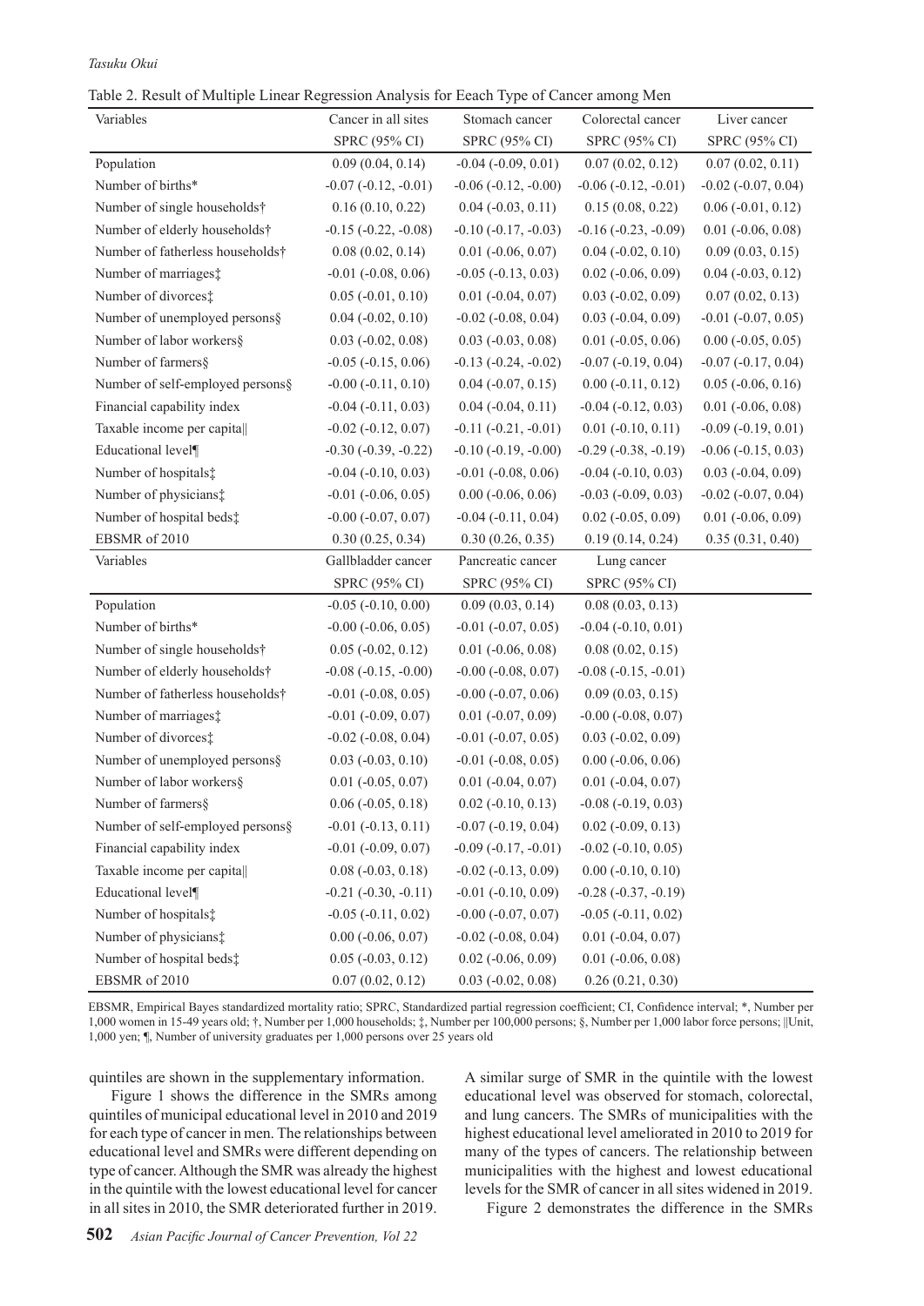Table 2. Result of Multiple Linear Regression Analysis for Eeach Type of Cancer among Men

| Variables | Cancer in all sites | Stomach cancer | Colorectal cancer | Liver cancer |
|---|---|---|---|---|
| | SPRC (95% CI) | SPRC (95% CI) | SPRC (95% CI) | SPRC (95% CI) |
| Population | 0.09 (0.04, 0.14) | -0.04 (-0.09, 0.01) | 0.07 (0.02, 0.12) | 0.07 (0.02, 0.11) |
| Number of births* | -0.07 (-0.12, -0.01) | -0.06 (-0.12, -0.00) | -0.06 (-0.12, -0.01) | -0.02 (-0.07, 0.04) |
| Number of single households† | 0.16 (0.10, 0.22) | 0.04 (-0.03, 0.11) | 0.15 (0.08, 0.22) | 0.06 (-0.01, 0.12) |
| Number of elderly households† | -0.15 (-0.22, -0.08) | -0.10 (-0.17, -0.03) | -0.16 (-0.23, -0.09) | 0.01 (-0.06, 0.08) |
| Number of fatherless households† | 0.08 (0.02, 0.14) | 0.01 (-0.06, 0.07) | 0.04 (-0.02, 0.10) | 0.09 (0.03, 0.15) |
| Number of marriages‡ | -0.01 (-0.08, 0.06) | -0.05 (-0.13, 0.03) | 0.02 (-0.06, 0.09) | 0.04 (-0.03, 0.12) |
| Number of divorces‡ | 0.05 (-0.01, 0.10) | 0.01 (-0.04, 0.07) | 0.03 (-0.02, 0.09) | 0.07 (0.02, 0.13) |
| Number of unemployed persons§ | 0.04 (-0.02, 0.10) | -0.02 (-0.08, 0.04) | 0.03 (-0.04, 0.09) | -0.01 (-0.07, 0.05) |
| Number of labor workers§ | 0.03 (-0.02, 0.08) | 0.03 (-0.03, 0.08) | 0.01 (-0.05, 0.06) | 0.00 (-0.05, 0.05) |
| Number of farmers§ | -0.05 (-0.15, 0.06) | -0.13 (-0.24, -0.02) | -0.07 (-0.19, 0.04) | -0.07 (-0.17, 0.04) |
| Number of self-employed persons§ | -0.00 (-0.11, 0.10) | 0.04 (-0.07, 0.15) | 0.00 (-0.11, 0.12) | 0.05 (-0.06, 0.16) |
| Financial capability index | -0.04 (-0.11, 0.03) | 0.04 (-0.04, 0.11) | -0.04 (-0.12, 0.03) | 0.01 (-0.06, 0.08) |
| Taxable income per capita‖ | -0.02 (-0.12, 0.07) | -0.11 (-0.21, -0.01) | 0.01 (-0.10, 0.11) | -0.09 (-0.19, 0.01) |
| Educational level¶ | -0.30 (-0.39, -0.22) | -0.10 (-0.19, -0.00) | -0.29 (-0.38, -0.19) | -0.06 (-0.15, 0.03) |
| Number of hospitals‡ | -0.04 (-0.10, 0.03) | -0.01 (-0.08, 0.06) | -0.04 (-0.10, 0.03) | 0.03 (-0.04, 0.09) |
| Number of physicians‡ | -0.01 (-0.06, 0.05) | 0.00 (-0.06, 0.06) | -0.03 (-0.09, 0.03) | -0.02 (-0.07, 0.04) |
| Number of hospital beds‡ | -0.00 (-0.07, 0.07) | -0.04 (-0.11, 0.04) | 0.02 (-0.05, 0.09) | 0.01 (-0.06, 0.09) |
| EBSMR of 2010 | 0.30 (0.25, 0.34) | 0.30 (0.26, 0.35) | 0.19 (0.14, 0.24) | 0.35 (0.31, 0.40) |
| **Variables** | **Gallbladder cancer** | **Pancreatic cancer** | **Lung cancer** | |
| | SPRC (95% CI) | SPRC (95% CI) | SPRC (95% CI) | |
| Population | -0.05 (-0.10, 0.00) | 0.09 (0.03, 0.14) | 0.08 (0.03, 0.13) | |
| Number of births* | -0.00 (-0.06, 0.05) | -0.01 (-0.07, 0.05) | -0.04 (-0.10, 0.01) | |
| Number of single households† | 0.05 (-0.02, 0.12) | 0.01 (-0.06, 0.08) | 0.08 (0.02, 0.15) | |
| Number of elderly households† | -0.08 (-0.15, -0.00) | -0.00 (-0.08, 0.07) | -0.08 (-0.15, -0.01) | |
| Number of fatherless households† | -0.01 (-0.08, 0.05) | -0.00 (-0.07, 0.06) | 0.09 (0.03, 0.15) | |
| Number of marriages‡ | -0.01 (-0.09, 0.07) | 0.01 (-0.07, 0.09) | -0.00 (-0.08, 0.07) | |
| Number of divorces‡ | -0.02 (-0.08, 0.04) | -0.01 (-0.07, 0.05) | 0.03 (-0.02, 0.09) | |
| Number of unemployed persons§ | 0.03 (-0.03, 0.10) | -0.01 (-0.08, 0.05) | 0.00 (-0.06, 0.06) | |
| Number of labor workers§ | 0.01 (-0.05, 0.07) | 0.01 (-0.04, 0.07) | 0.01 (-0.04, 0.07) | |
| Number of farmers§ | 0.06 (-0.05, 0.18) | 0.02 (-0.10, 0.13) | -0.08 (-0.19, 0.03) | |
| Number of self-employed persons§ | -0.01 (-0.13, 0.11) | -0.07 (-0.19, 0.04) | 0.02 (-0.09, 0.13) | |
| Financial capability index | -0.01 (-0.09, 0.07) | -0.09 (-0.17, -0.01) | -0.02 (-0.10, 0.05) | |
| Taxable income per capita‖ | 0.08 (-0.03, 0.18) | -0.02 (-0.13, 0.09) | 0.00 (-0.10, 0.10) | |
| Educational level¶ | -0.21 (-0.30, -0.11) | -0.01 (-0.10, 0.09) | -0.28 (-0.37, -0.19) | |
| Number of hospitals‡ | -0.05 (-0.11, 0.02) | -0.00 (-0.07, 0.07) | -0.05 (-0.11, 0.02) | |
| Number of physicians‡ | 0.00 (-0.06, 0.07) | -0.02 (-0.08, 0.04) | 0.01 (-0.04, 0.07) | |
| Number of hospital beds‡ | 0.05 (-0.03, 0.12) | 0.02 (-0.06, 0.09) | 0.01 (-0.06, 0.08) | |
| EBSMR of 2010 | 0.07 (0.02, 0.12) | 0.03 (-0.02, 0.08) | 0.26 (0.21, 0.30) | |

EBSMR, Empirical Bayes standardized mortality ratio; SPRC, Standardized partial regression coefficient; CI, Confidence interval; *, Number per 1,000 women in 15-49 years old; †, Number per 1,000 households; ‡, Number per 100,000 persons; §, Number per 1,000 labor force persons; ‖Unit, 1,000 yen; ¶, Number of university graduates per 1,000 persons over 25 years old

quintiles are shown in the supplementary information.

Figure 1 shows the difference in the SMRs among quintiles of municipal educational level in 2010 and 2019 for each type of cancer in men. The relationships between educational level and SMRs were different depending on type of cancer. Although the SMR was already the highest in the quintile with the lowest educational level for cancer in all sites in 2010, the SMR deteriorated further in 2019. A similar surge of SMR in the quintile with the lowest educational level was observed for stomach, colorectal, and lung cancers. The SMRs of municipalities with the highest educational level ameliorated in 2010 to 2019 for many of the types of cancers. The relationship between municipalities with the highest and lowest educational levels for the SMR of cancer in all sites widened in 2019.

Figure 2 demonstrates the difference in the SMRs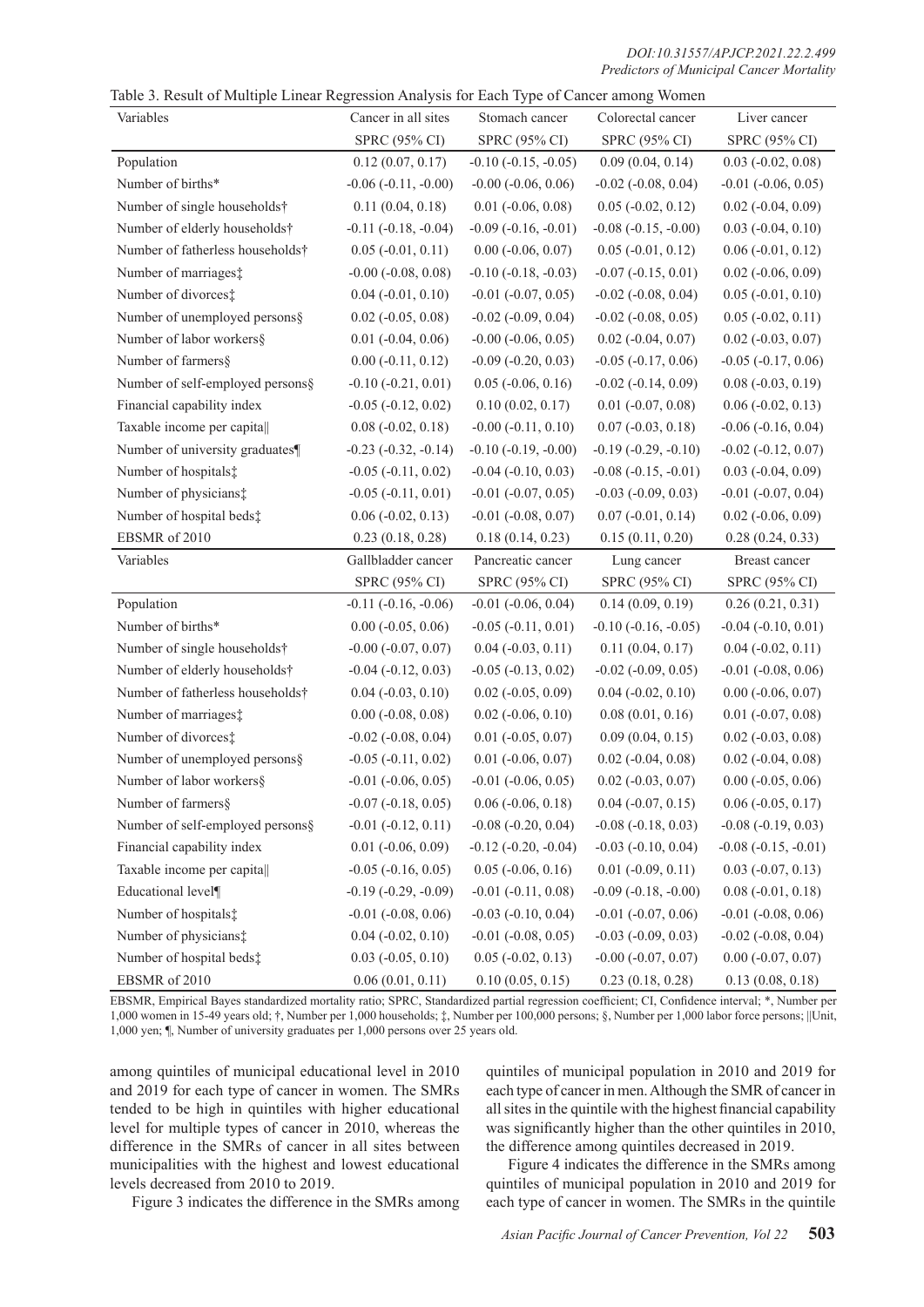Table 3. Result of Multiple Linear Regression Analysis for Each Type of Cancer among Women

| Variables | Cancer in all sites | Stomach cancer | Colorectal cancer | Liver cancer |
|---|---|---|---|---|
| | SPRC (95% CI) | SPRC (95% CI) | SPRC (95% CI) | SPRC (95% CI) |
| Population | 0.12 (0.07, 0.17) | -0.10 (-0.15, -0.05) | 0.09 (0.04, 0.14) | 0.03 (-0.02, 0.08) |
| Number of births* | -0.06 (-0.11, -0.00) | -0.00 (-0.06, 0.06) | -0.02 (-0.08, 0.04) | -0.01 (-0.06, 0.05) |
| Number of single households† | 0.11 (0.04, 0.18) | 0.01 (-0.06, 0.08) | 0.05 (-0.02, 0.12) | 0.02 (-0.04, 0.09) |
| Number of elderly households† | -0.11 (-0.18, -0.04) | -0.09 (-0.16, -0.01) | -0.08 (-0.15, -0.00) | 0.03 (-0.04, 0.10) |
| Number of fatherless households† | 0.05 (-0.01, 0.11) | 0.00 (-0.06, 0.07) | 0.05 (-0.01, 0.12) | 0.06 (-0.01, 0.12) |
| Number of marriages‡ | -0.00 (-0.08, 0.08) | -0.10 (-0.18, -0.03) | -0.07 (-0.15, 0.01) | 0.02 (-0.06, 0.09) |
| Number of divorces‡ | 0.04 (-0.01, 0.10) | -0.01 (-0.07, 0.05) | -0.02 (-0.08, 0.04) | 0.05 (-0.01, 0.10) |
| Number of unemployed persons§ | 0.02 (-0.05, 0.08) | -0.02 (-0.09, 0.04) | -0.02 (-0.08, 0.05) | 0.05 (-0.02, 0.11) |
| Number of labor workers§ | 0.01 (-0.04, 0.06) | -0.00 (-0.06, 0.05) | 0.02 (-0.04, 0.07) | 0.02 (-0.03, 0.07) |
| Number of farmers§ | 0.00 (-0.11, 0.12) | -0.09 (-0.20, 0.03) | -0.05 (-0.17, 0.06) | -0.05 (-0.17, 0.06) |
| Number of self-employed persons§ | -0.10 (-0.21, 0.01) | 0.05 (-0.06, 0.16) | -0.02 (-0.14, 0.09) | 0.08 (-0.03, 0.19) |
| Financial capability index | -0.05 (-0.12, 0.02) | 0.10 (0.02, 0.17) | 0.01 (-0.07, 0.08) | 0.06 (-0.02, 0.13) |
| Taxable income per capita‖ | 0.08 (-0.02, 0.18) | -0.00 (-0.11, 0.10) | 0.07 (-0.03, 0.18) | -0.06 (-0.16, 0.04) |
| Number of university graduates¶ | -0.23 (-0.32, -0.14) | -0.10 (-0.19, -0.00) | -0.19 (-0.29, -0.10) | -0.02 (-0.12, 0.07) |
| Number of hospitals‡ | -0.05 (-0.11, 0.02) | -0.04 (-0.10, 0.03) | -0.08 (-0.15, -0.01) | 0.03 (-0.04, 0.09) |
| Number of physicians‡ | -0.05 (-0.11, 0.01) | -0.01 (-0.07, 0.05) | -0.03 (-0.09, 0.03) | -0.01 (-0.07, 0.04) |
| Number of hospital beds‡ | 0.06 (-0.02, 0.13) | -0.01 (-0.08, 0.07) | 0.07 (-0.01, 0.14) | 0.02 (-0.06, 0.09) |
| EBSMR of 2010 | 0.23 (0.18, 0.28) | 0.18 (0.14, 0.23) | 0.15 (0.11, 0.20) | 0.28 (0.24, 0.33) |
| Variables | Gallbladder cancer | Pancreatic cancer | Lung cancer | Breast cancer |
| | SPRC (95% CI) | SPRC (95% CI) | SPRC (95% CI) | SPRC (95% CI) |
| Population | -0.11 (-0.16, -0.06) | -0.01 (-0.06, 0.04) | 0.14 (0.09, 0.19) | 0.26 (0.21, 0.31) |
| Number of births* | 0.00 (-0.05, 0.06) | -0.05 (-0.11, 0.01) | -0.10 (-0.16, -0.05) | -0.04 (-0.10, 0.01) |
| Number of single households† | -0.00 (-0.07, 0.07) | 0.04 (-0.03, 0.11) | 0.11 (0.04, 0.17) | 0.04 (-0.02, 0.11) |
| Number of elderly households† | -0.04 (-0.12, 0.03) | -0.05 (-0.13, 0.02) | -0.02 (-0.09, 0.05) | -0.01 (-0.08, 0.06) |
| Number of fatherless households† | 0.04 (-0.03, 0.10) | 0.02 (-0.05, 0.09) | 0.04 (-0.02, 0.10) | 0.00 (-0.06, 0.07) |
| Number of marriages‡ | 0.00 (-0.08, 0.08) | 0.02 (-0.06, 0.10) | 0.08 (0.01, 0.16) | 0.01 (-0.07, 0.08) |
| Number of divorces‡ | -0.02 (-0.08, 0.04) | 0.01 (-0.05, 0.07) | 0.09 (0.04, 0.15) | 0.02 (-0.03, 0.08) |
| Number of unemployed persons§ | -0.05 (-0.11, 0.02) | 0.01 (-0.06, 0.07) | 0.02 (-0.04, 0.08) | 0.02 (-0.04, 0.08) |
| Number of labor workers§ | -0.01 (-0.06, 0.05) | -0.01 (-0.06, 0.05) | 0.02 (-0.03, 0.07) | 0.00 (-0.05, 0.06) |
| Number of farmers§ | -0.07 (-0.18, 0.05) | 0.06 (-0.06, 0.18) | 0.04 (-0.07, 0.15) | 0.06 (-0.05, 0.17) |
| Number of self-employed persons§ | -0.01 (-0.12, 0.11) | -0.08 (-0.20, 0.04) | -0.08 (-0.18, 0.03) | -0.08 (-0.19, 0.03) |
| Financial capability index | 0.01 (-0.06, 0.09) | -0.12 (-0.20, -0.04) | -0.03 (-0.10, 0.04) | -0.08 (-0.15, -0.01) |
| Taxable income per capita‖ | -0.05 (-0.16, 0.05) | 0.05 (-0.06, 0.16) | 0.01 (-0.09, 0.11) | 0.03 (-0.07, 0.13) |
| Educational level¶ | -0.19 (-0.29, -0.09) | -0.01 (-0.11, 0.08) | -0.09 (-0.18, -0.00) | 0.08 (-0.01, 0.18) |
| Number of hospitals‡ | -0.01 (-0.08, 0.06) | -0.03 (-0.10, 0.04) | -0.01 (-0.07, 0.06) | -0.01 (-0.08, 0.06) |
| Number of physicians‡ | 0.04 (-0.02, 0.10) | -0.01 (-0.08, 0.05) | -0.03 (-0.09, 0.03) | -0.02 (-0.08, 0.04) |
| Number of hospital beds‡ | 0.03 (-0.05, 0.10) | 0.05 (-0.02, 0.13) | -0.00 (-0.07, 0.07) | 0.00 (-0.07, 0.07) |
| EBSMR of 2010 | 0.06 (0.01, 0.11) | 0.10 (0.05, 0.15) | 0.23 (0.18, 0.28) | 0.13 (0.08, 0.18) |

EBSMR, Empirical Bayes standardized mortality ratio; SPRC, Standardized partial regression coefficient; CI, Confidence interval; *, Number per 1,000 women in 15-49 years old; †, Number per 1,000 households; ‡, Number per 100,000 persons; §, Number per 1,000 labor force persons; ‖Unit, 1,000 yen; ¶, Number of university graduates per 1,000 persons over 25 years old.

among quintiles of municipal educational level in 2010 and 2019 for each type of cancer in women. The SMRs tended to be high in quintiles with higher educational level for multiple types of cancer in 2010, whereas the difference in the SMRs of cancer in all sites between municipalities with the highest and lowest educational levels decreased from 2010 to 2019.

Figure 3 indicates the difference in the SMRs among quintiles of municipal population in 2010 and 2019 for each type of cancer in men. Although the SMR of cancer in all sites in the quintile with the highest financial capability was significantly higher than the other quintiles in 2010, the difference among quintiles decreased in 2019.

Figure 4 indicates the difference in the SMRs among quintiles of municipal population in 2010 and 2019 for each type of cancer in women. The SMRs in the quintile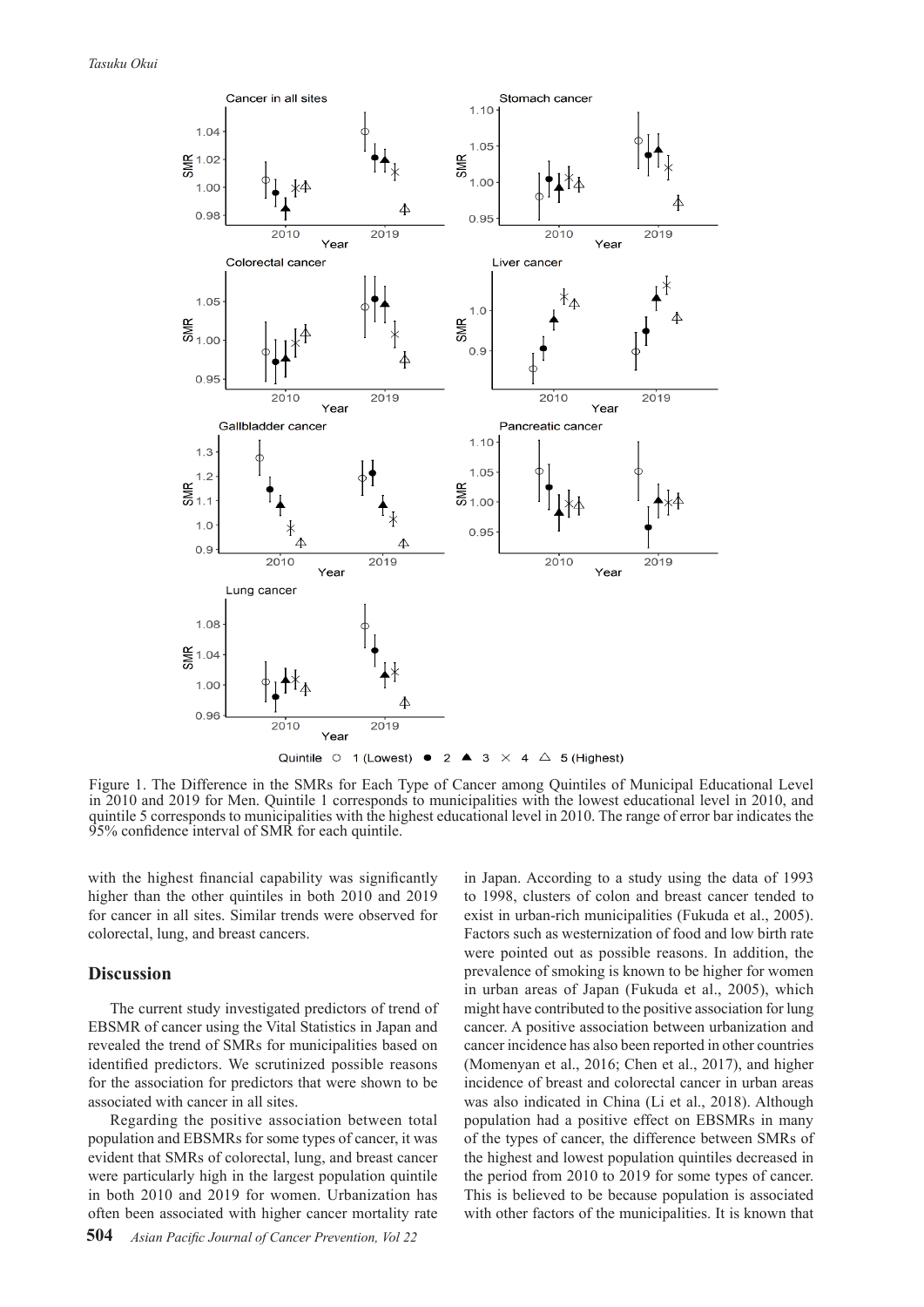Figure 1. The Difference in the SMRs for Each Type of Cancer among Quintiles of Municipal Educational Level in 2010 and 2019 for Men. Quintile 1 corresponds to municipalities with the lowest educational level in 2010, and quintile 5 corresponds to municipalities with the highest educational level in 2010. The range of error bar indicates the 95% confidence interval of SMR for each quintile.

with the highest financial capability was significantly higher than the other quintiles in both 2010 and 2019 for cancer in all sites. Similar trends were observed for colorectal, lung, and breast cancers.

## Discussion

The current study investigated predictors of trend of EBSMR of cancer using the Vital Statistics in Japan and revealed the trend of SMRs for municipalities based on identified predictors. We scrutinized possible reasons for the association for predictors that were shown to be associated with cancer in all sites.

Regarding the positive association between total population and EBSMRs for some types of cancer, it was evident that SMRs of colorectal, lung, and breast cancer were particularly high in the largest population quintile in both 2010 and 2019 for women. Urbanization has often been associated with higher cancer mortality rate in Japan. According to a study using the data of 1993 to 1998, clusters of colon and breast cancer tended to exist in urban-rich municipalities (Fukuda et al., 2005). Factors such as westernization of food and low birth rate were pointed out as possible reasons. In addition, the prevalence of smoking is known to be higher for women in urban areas of Japan (Fukuda et al., 2005), which might have contributed to the positive association for lung cancer. A positive association between urbanization and cancer incidence has also been reported in other countries (Momenyan et al., 2016; Chen et al., 2017), and higher incidence of breast and colorectal cancer in urban areas was also indicated in China (Li et al., 2018). Although population had a positive effect on EBSMRs in many of the types of cancer, the difference between SMRs of the highest and lowest population quintiles decreased in the period from 2010 to 2019 for some types of cancer. This is believed to be because population is associated with other factors of the municipalities. It is known that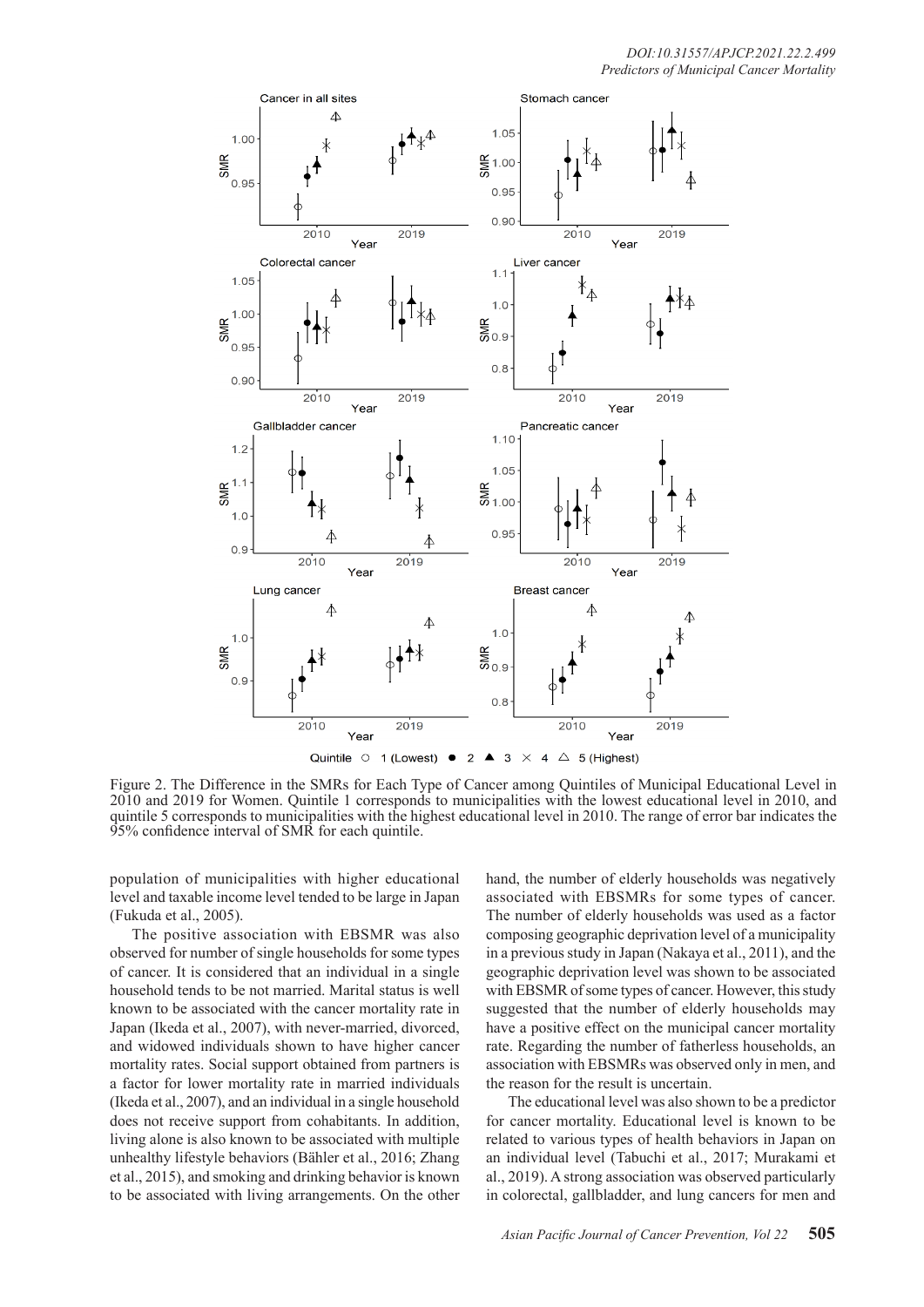Figure 2. The Difference in the SMRs for Each Type of Cancer among Quintiles of Municipal Educational Level in 2010 and 2019 for Women. Quintile 1 corresponds to municipalities with the lowest educational level in 2010, and quintile 5 corresponds to municipalities with the highest educational level in 2010. The range of error bar indicates the 95% confidence interval of SMR for each quintile.

population of municipalities with higher educational level and taxable income level tended to be large in Japan (Fukuda et al., 2005).

The positive association with EBSMR was also observed for number of single households for some types of cancer. It is considered that an individual in a single household tends to be not married. Marital status is well known to be associated with the cancer mortality rate in Japan (Ikeda et al., 2007), with never-married, divorced, and widowed individuals shown to have higher cancer mortality rates. Social support obtained from partners is a factor for lower mortality rate in married individuals (Ikeda et al., 2007), and an individual in a single household does not receive support from cohabitants. In addition, living alone is also known to be associated with multiple unhealthy lifestyle behaviors (Bähler et al., 2016; Zhang et al., 2015), and smoking and drinking behavior is known to be associated with living arrangements. On the other hand, the number of elderly households was negatively associated with EBSMRs for some types of cancer. The number of elderly households was used as a factor composing geographic deprivation level of a municipality in a previous study in Japan (Nakaya et al., 2011), and the geographic deprivation level was shown to be associated with EBSMR of some types of cancer. However, this study suggested that the number of elderly households may have a positive effect on the municipal cancer mortality rate. Regarding the number of fatherless households, an association with EBSMRs was observed only in men, and the reason for the result is uncertain.

The educational level was also shown to be a predictor for cancer mortality. Educational level is known to be related to various types of health behaviors in Japan on an individual level (Tabuchi et al., 2017; Murakami et al., 2019). A strong association was observed particularly in colorectal, gallbladder, and lung cancers for men and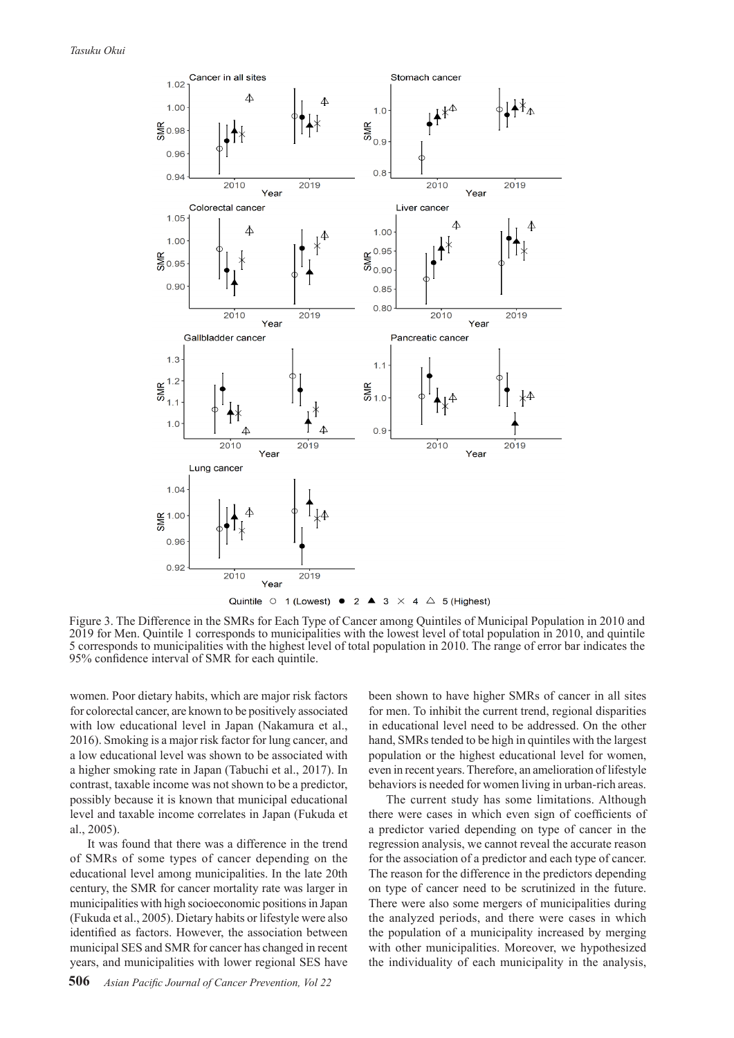Figure 3. The Difference in the SMRs for Each Type of Cancer among Quintiles of Municipal Population in 2010 and 2019 for Men. Quintile 1 corresponds to municipalities with the lowest level of total population in 2010, and quintile 5 corresponds to municipalities with the highest level of total population in 2010. The range of error bar indicates the 95% confidence interval of SMR for each quintile.

women. Poor dietary habits, which are major risk factors for colorectal cancer, are known to be positively associated with low educational level in Japan (Nakamura et al., 2016). Smoking is a major risk factor for lung cancer, and a low educational level was shown to be associated with a higher smoking rate in Japan (Tabuchi et al., 2017). In contrast, taxable income was not shown to be a predictor, possibly because it is known that municipal educational level and taxable income correlates in Japan (Fukuda et al., 2005).

It was found that there was a difference in the trend of SMRs of some types of cancer depending on the educational level among municipalities. In the late 20th century, the SMR for cancer mortality rate was larger in municipalities with high socioeconomic positions in Japan (Fukuda et al., 2005). Dietary habits or lifestyle were also identified as factors. However, the association between municipal SES and SMR for cancer has changed in recent years, and municipalities with lower regional SES have been shown to have higher SMRs of cancer in all sites for men. To inhibit the current trend, regional disparities in educational level need to be addressed. On the other hand, SMRs tended to be high in quintiles with the largest population or the highest educational level for women, even in recent years. Therefore, an amelioration of lifestyle behaviors is needed for women living in urban-rich areas.

The current study has some limitations. Although there were cases in which even sign of coefficients of a predictor varied depending on type of cancer in the regression analysis, we cannot reveal the accurate reason for the association of a predictor and each type of cancer. The reason for the difference in the predictors depending on type of cancer need to be scrutinized in the future. There were also some mergers of municipalities during the analyzed periods, and there were cases in which the population of a municipality increased by merging with other municipalities. Moreover, we hypothesized the individuality of each municipality in the analysis,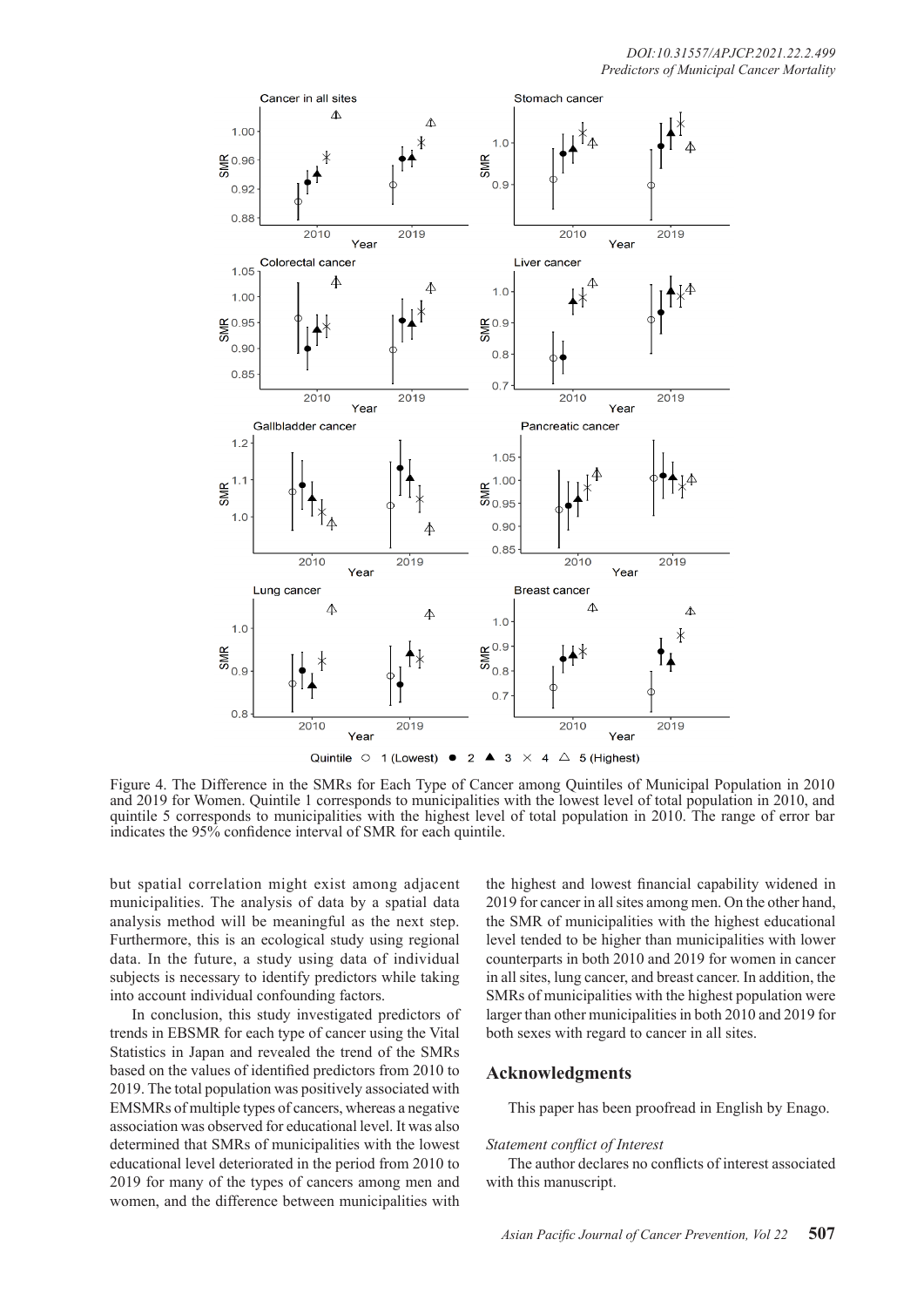Figure 4. The Difference in the SMRs for Each Type of Cancer among Quintiles of Municipal Population in 2010 and 2019 for Women. Quintile 1 corresponds to municipalities with the lowest level of total population in 2010, and quintile 5 corresponds to municipalities with the highest level of total population in 2010. The range of error bar indicates the 95% confidence interval of SMR for each quintile.

but spatial correlation might exist among adjacent municipalities. The analysis of data by a spatial data analysis method will be meaningful as the next step. Furthermore, this is an ecological study using regional data. In the future, a study using data of individual subjects is necessary to identify predictors while taking into account individual confounding factors.

In conclusion, this study investigated predictors of trends in EBSMR for each type of cancer using the Vital Statistics in Japan and revealed the trend of the SMRs based on the values of identified predictors from 2010 to 2019. The total population was positively associated with EMSMRs of multiple types of cancers, whereas a negative association was observed for educational level. It was also determined that SMRs of municipalities with the lowest educational level deteriorated in the period from 2010 to 2019 for many of the types of cancers among men and women, and the difference between municipalities with the highest and lowest financial capability widened in 2019 for cancer in all sites among men. On the other hand, the SMR of municipalities with the highest educational level tended to be higher than municipalities with lower counterparts in both 2010 and 2019 for women in cancer in all sites, lung cancer, and breast cancer. In addition, the SMRs of municipalities with the highest population were larger than other municipalities in both 2010 and 2019 for both sexes with regard to cancer in all sites.

## Acknowledgments

This paper has been proofread in English by Enago.

*Statement conflict of Interest*

The author declares no conflicts of interest associated with this manuscript.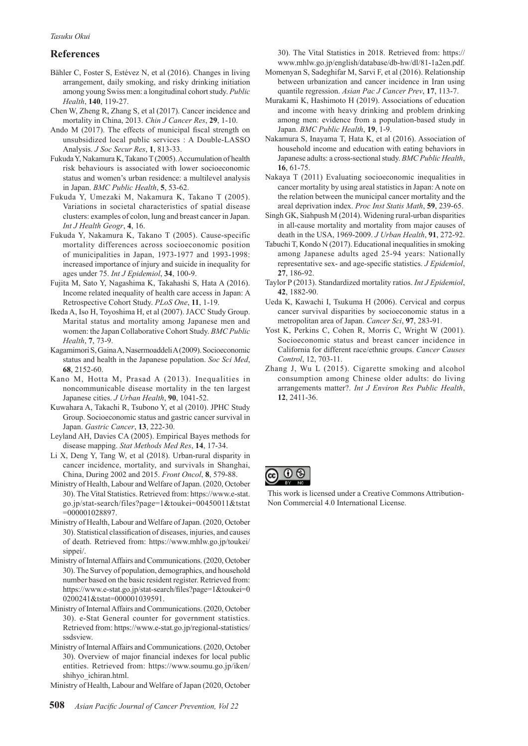## References

Bähler C, Foster S, Estévez N, et al (2016). Changes in living arrangement, daily smoking, and risky drinking initiation among young Swiss men: a longitudinal cohort study. *Public Health*, **140**, 119-27.

Chen W, Zheng R, Zhang S, et al (2017). Cancer incidence and mortality in China, 2013. *Chin J Cancer Res*, **29**, 1-10.

Ando M (2017). The effects of municipal fiscal strength on unsubsidized local public services : A Double-LASSO Analysis. *J Soc Secur Res*, **1**, 813-33.

Fukuda Y, Nakamura K, Takano T (2005). Accumulation of health risk behaviours is associated with lower socioeconomic status and women's urban residence: a multilevel analysis in Japan. *BMC Public Health*, **5**, 53-62.

Fukuda Y, Umezaki M, Nakamura K, Takano T (2005). Variations in societal characteristics of spatial disease clusters: examples of colon, lung and breast cancer in Japan. *Int J Health Geogr*, **4**, 16.

Fukuda Y, Nakamura K, Takano T (2005). Cause-specific mortality differences across socioeconomic position of municipalities in Japan, 1973-1977 and 1993-1998: increased importance of injury and suicide in inequality for ages under 75. *Int J Epidemiol*, **34**, 100-9.

Fujita M, Sato Y, Nagashima K, Takahashi S, Hata A (2016). Income related inequality of health care access in Japan: A Retrospective Cohort Study. *PLoS One*, **11**, 1-19.

Ikeda A, Iso H, Toyoshima H, et al (2007). JACC Study Group. Marital status and mortality among Japanese men and women: the Japan Collaborative Cohort Study. *BMC Public Health*, **7**, 73-9.

Kagamimori S, Gaina A, Nasermoaddeli A (2009). Socioeconomic status and health in the Japanese population. *Soc Sci Med*, **68**, 2152-60.

Kano M, Hotta M, Prasad A (2013). Inequalities in noncommunicable disease mortality in the ten largest Japanese cities. *J Urban Health*, **90**, 1041-52.

Kuwahara A, Takachi R, Tsubono Y, et al (2010). JPHC Study Group. Socioeconomic status and gastric cancer survival in Japan. *Gastric Cancer*, **13**, 222-30.

Leyland AH, Davies CA (2005). Empirical Bayes methods for disease mapping. *Stat Methods Med Res*, **14**, 17-34.

Li X, Deng Y, Tang W, et al (2018). Urban-rural disparity in cancer incidence, mortality, and survivals in Shanghai, China, During 2002 and 2015. *Front Oncol*, **8**, 579-88.

Ministry of Health, Labour and Welfare of Japan. (2020, October 30). The Vital Statistics. Retrieved from: https://www.e-stat.go.jp/stat-search/files?page=1&toukei=00450011&tstat=000001028897.

Ministry of Health, Labour and Welfare of Japan. (2020, October 30). Statistical classification of diseases, injuries, and causes of death. Retrieved from: https://www.mhlw.go.jp/toukei/sippei/.

Ministry of Internal Affairs and Communications. (2020, October 30). The Survey of population, demographics, and household number based on the basic resident register. Retrieved from: https://www.e-stat.go.jp/stat-search/files?page=1&toukei=00200241&tstat=000001039591.

Ministry of Internal Affairs and Communications. (2020, October 30). e-Stat General counter for government statistics. Retrieved from: https://www.e-stat.go.jp/regional-statistics/ssdsview.

Ministry of Internal Affairs and Communications. (2020, October 30). Overview of major financial indexes for local public entities. Retrieved from: https://www.soumu.go.jp/iken/shihyo_ichiran.html.

Ministry of Health, Labour and Welfare of Japan (2020, October 30). The Vital Statistics in 2018. Retrieved from: https://www.mhlw.go.jp/english/database/db-hw/dl/81-1a2en.pdf.

Momenyan S, Sadeghifar M, Sarvi F, et al (2016). Relationship between urbanization and cancer incidence in Iran using quantile regression. *Asian Pac J Cancer Prev*, **17**, 113-7.

Murakami K, Hashimoto H (2019). Associations of education and income with heavy drinking and problem drinking among men: evidence from a population-based study in Japan. *BMC Public Health*, **19**, 1-9.

Nakamura S, Inayama T, Hata K, et al (2016). Association of household income and education with eating behaviors in Japanese adults: a cross-sectional study. *BMC Public Health*, **16**, 61-75.

Nakaya T (2011) Evaluating socioeconomic inequalities in cancer mortality by using areal statistics in Japan: A note on the relation between the municipal cancer mortality and the areal deprivation index. *Proc Inst Statis Math*, **59**, 239-65.

Singh GK, Siahpush M (2014). Widening rural-urban disparities in all-cause mortality and mortality from major causes of death in the USA, 1969-2009. *J Urban Health*, **91**, 272-92.

Tabuchi T, Kondo N (2017). Educational inequalities in smoking among Japanese adults aged 25-94 years: Nationally representative sex- and age-specific statistics. *J Epidemiol*, **27**, 186-92.

Taylor P (2013). Standardized mortality ratios. *Int J Epidemiol*, **42**, 1882-90.

Ueda K, Kawachi I, Tsukuma H (2006). Cervical and corpus cancer survival disparities by socioeconomic status in a metropolitan area of Japan. *Cancer Sci*, **97**, 283-91.

Yost K, Perkins C, Cohen R, Morris C, Wright W (2001). Socioeconomic status and breast cancer incidence in California for different race/ethnic groups. *Cancer Causes Control*, 12, 703-11.

Zhang J, Wu L (2015). Cigarette smoking and alcohol consumption among Chinese older adults: do living arrangements matter?. *Int J Environ Res Public Health*, **12**, 2411-36.

This work is licensed under a Creative Commons Attribution-Non Commercial 4.0 International License.